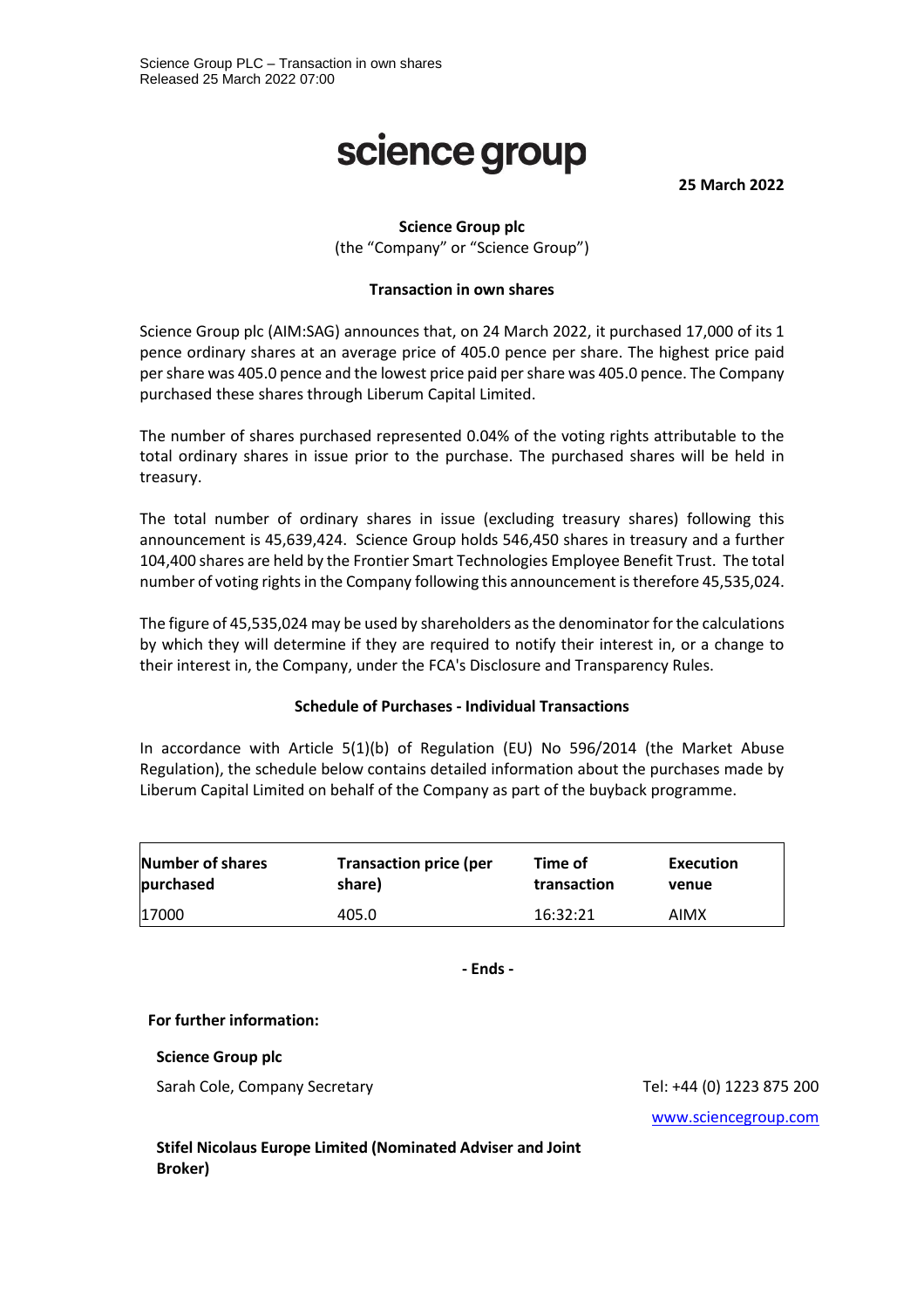Science Group PLC – Transaction in own shares
Released 25 March 2022 07:00

# science group

**25 March 2022**

**Science Group plc**
(the "Company" or "Science Group")

**Transaction in own shares**

Science Group plc (AIM:SAG) announces that, on 24 March 2022, it purchased 17,000 of its 1 pence ordinary shares at an average price of 405.0 pence per share. The highest price paid per share was 405.0 pence and the lowest price paid per share was 405.0 pence. The Company purchased these shares through Liberum Capital Limited.

The number of shares purchased represented 0.04% of the voting rights attributable to the total ordinary shares in issue prior to the purchase. The purchased shares will be held in treasury.

The total number of ordinary shares in issue (excluding treasury shares) following this announcement is 45,639,424. Science Group holds 546,450 shares in treasury and a further 104,400 shares are held by the Frontier Smart Technologies Employee Benefit Trust. The total number of voting rights in the Company following this announcement is therefore 45,535,024.

The figure of 45,535,024 may be used by shareholders as the denominator for the calculations by which they will determine if they are required to notify their interest in, or a change to their interest in, the Company, under the FCA's Disclosure and Transparency Rules.

**Schedule of Purchases - Individual Transactions**

In accordance with Article 5(1)(b) of Regulation (EU) No 596/2014 (the Market Abuse Regulation), the schedule below contains detailed information about the purchases made by Liberum Capital Limited on behalf of the Company as part of the buyback programme.

| Number of shares purchased | Transaction price (per share) | Time of transaction | Execution venue |
|---|---|---|---|
| 17000 | 405.0 | 16:32:21 | AIMX |

**- Ends -**

**For further information:**

**Science Group plc**

Sarah Cole, Company Secretary Tel: +44 (0) 1223 875 200

www.sciencegroup.com

**Stifel Nicolaus Europe Limited (Nominated Adviser and Joint Broker)**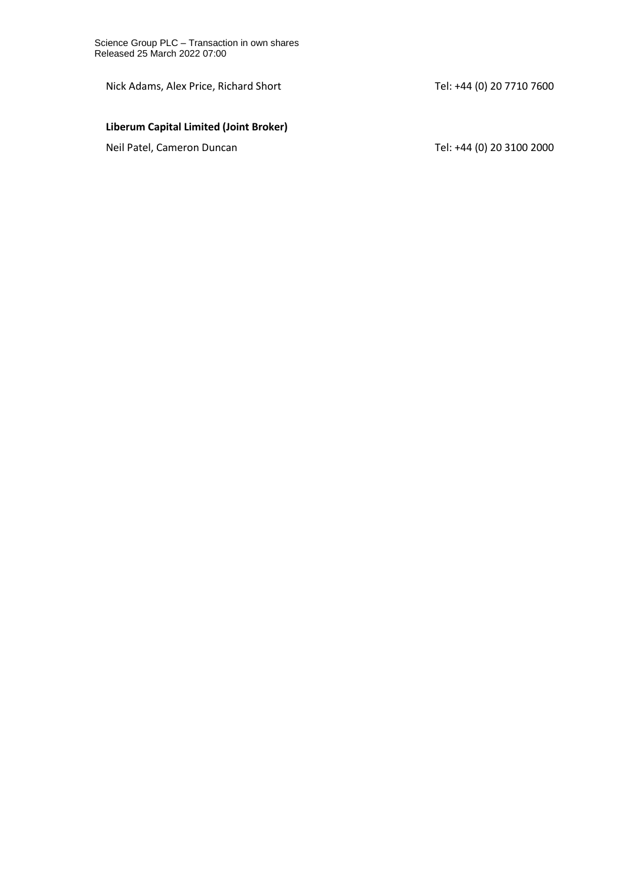Nick Adams, Alex Price, Richard Short Tel: +44 (0) 20 7710 7600

**Liberum Capital Limited (Joint Broker)**

Neil Patel, Cameron Duncan Tel: +44 (0) 20 3100 2000